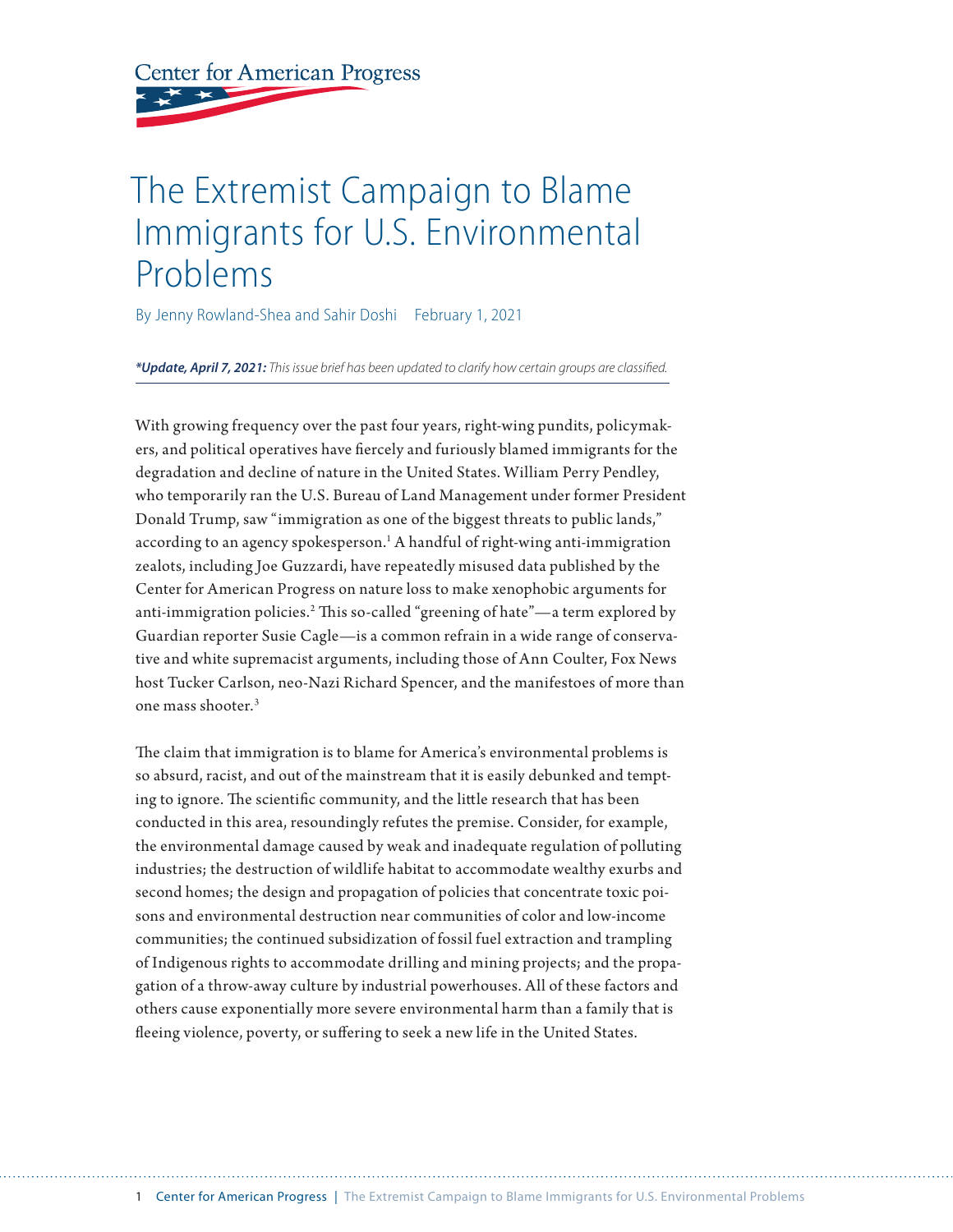Center for American Progress

# The Extremist Campaign to Blame Immigrants for U.S. Environmental Problems

By Jenny Rowland-Shea and Sahir Doshi February 1, 2021

***Update, April 7, 2021:** This issue brief has been updated to clarify how certain groups are classified.*

With growing frequency over the past four years, right-wing pundits, policymakers, and political operatives have fiercely and furiously blamed immigrants for the degradation and decline of nature in the United States. William Perry Pendley, who temporarily ran the U.S. Bureau of Land Management under former President Donald Trump, saw "immigration as one of the biggest threats to public lands," according to an agency spokesperson.[1] A handful of right-wing anti-immigration zealots, including Joe Guzzardi, have repeatedly misused data published by the Center for American Progress on nature loss to make xenophobic arguments for anti-immigration policies.[2] This so-called "greening of hate"—a term explored by Guardian reporter Susie Cagle—is a common refrain in a wide range of conservative and white supremacist arguments, including those of Ann Coulter, Fox News host Tucker Carlson, neo-Nazi Richard Spencer, and the manifestoes of more than one mass shooter.[3]

The claim that immigration is to blame for America's environmental problems is so absurd, racist, and out of the mainstream that it is easily debunked and tempting to ignore. The scientific community, and the little research that has been conducted in this area, resoundingly refutes the premise. Consider, for example, the environmental damage caused by weak and inadequate regulation of polluting industries; the destruction of wildlife habitat to accommodate wealthy exurbs and second homes; the design and propagation of policies that concentrate toxic poisons and environmental destruction near communities of color and low-income communities; the continued subsidization of fossil fuel extraction and trampling of Indigenous rights to accommodate drilling and mining projects; and the propagation of a throw-away culture by industrial powerhouses. All of these factors and others cause exponentially more severe environmental harm than a family that is fleeing violence, poverty, or suffering to seek a new life in the United States.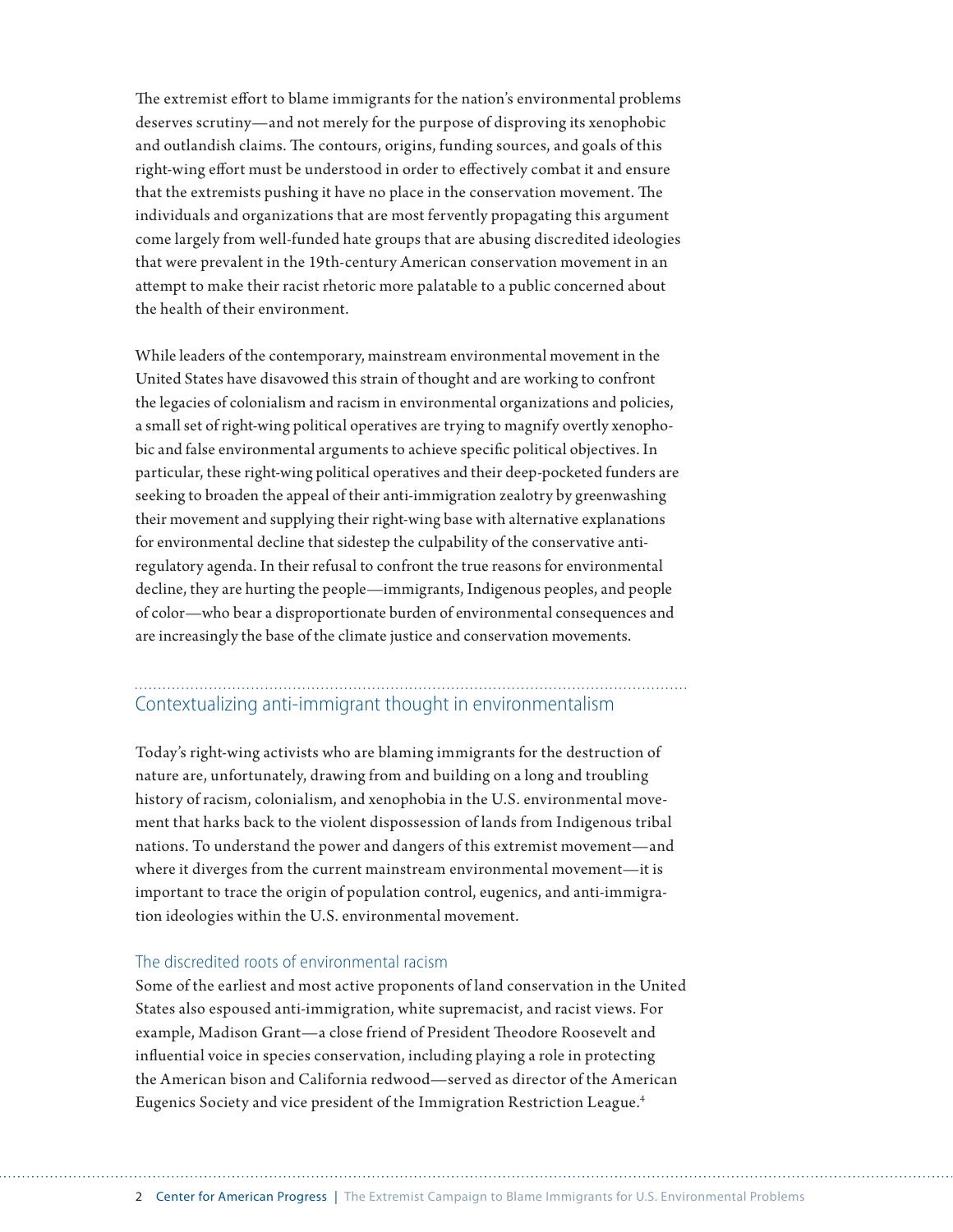The extremist effort to blame immigrants for the nation's environmental problems deserves scrutiny—and not merely for the purpose of disproving its xenophobic and outlandish claims. The contours, origins, funding sources, and goals of this right-wing effort must be understood in order to effectively combat it and ensure that the extremists pushing it have no place in the conservation movement. The individuals and organizations that are most fervently propagating this argument come largely from well-funded hate groups that are abusing discredited ideologies that were prevalent in the 19th-century American conservation movement in an attempt to make their racist rhetoric more palatable to a public concerned about the health of their environment.

While leaders of the contemporary, mainstream environmental movement in the United States have disavowed this strain of thought and are working to confront the legacies of colonialism and racism in environmental organizations and policies, a small set of right-wing political operatives are trying to magnify overtly xenophobic and false environmental arguments to achieve specific political objectives. In particular, these right-wing political operatives and their deep-pocketed funders are seeking to broaden the appeal of their anti-immigration zealotry by greenwashing their movement and supplying their right-wing base with alternative explanations for environmental decline that sidestep the culpability of the conservative anti-regulatory agenda. In their refusal to confront the true reasons for environmental decline, they are hurting the people—immigrants, Indigenous peoples, and people of color—who bear a disproportionate burden of environmental consequences and are increasingly the base of the climate justice and conservation movements.

## Contextualizing anti-immigrant thought in environmentalism

Today's right-wing activists who are blaming immigrants for the destruction of nature are, unfortunately, drawing from and building on a long and troubling history of racism, colonialism, and xenophobia in the U.S. environmental movement that harks back to the violent dispossession of lands from Indigenous tribal nations. To understand the power and dangers of this extremist movement—and where it diverges from the current mainstream environmental movement—it is important to trace the origin of population control, eugenics, and anti-immigration ideologies within the U.S. environmental movement.

### The discredited roots of environmental racism

Some of the earliest and most active proponents of land conservation in the United States also espoused anti-immigration, white supremacist, and racist views. For example, Madison Grant—a close friend of President Theodore Roosevelt and influential voice in species conservation, including playing a role in protecting the American bison and California redwood—served as director of the American Eugenics Society and vice president of the Immigration Restriction League.[4]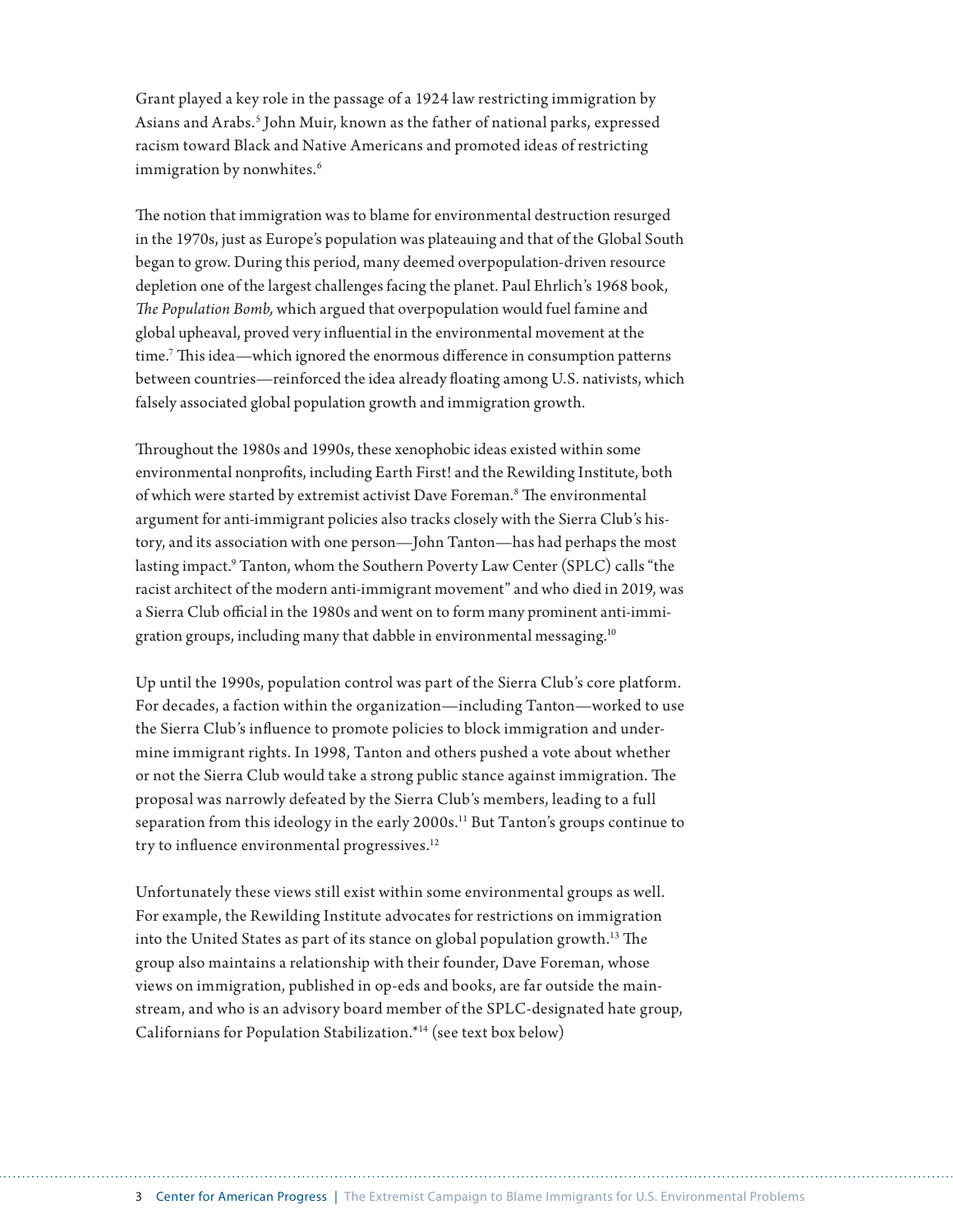Grant played a key role in the passage of a 1924 law restricting immigration by Asians and Arabs.[5] John Muir, known as the father of national parks, expressed racism toward Black and Native Americans and promoted ideas of restricting immigration by nonwhites.[6]

The notion that immigration was to blame for environmental destruction resurged in the 1970s, just as Europe's population was plateauing and that of the Global South began to grow. During this period, many deemed overpopulation-driven resource depletion one of the largest challenges facing the planet. Paul Ehrlich's 1968 book, *The Population Bomb,* which argued that overpopulation would fuel famine and global upheaval, proved very influential in the environmental movement at the time.[7] This idea—which ignored the enormous difference in consumption patterns between countries—reinforced the idea already floating among U.S. nativists, which falsely associated global population growth and immigration growth.

Throughout the 1980s and 1990s, these xenophobic ideas existed within some environmental nonprofits, including Earth First! and the Rewilding Institute, both of which were started by extremist activist Dave Foreman.[8] The environmental argument for anti-immigrant policies also tracks closely with the Sierra Club's history, and its association with one person—John Tanton—has had perhaps the most lasting impact.[9] Tanton, whom the Southern Poverty Law Center (SPLC) calls "the racist architect of the modern anti-immigrant movement" and who died in 2019, was a Sierra Club official in the 1980s and went on to form many prominent anti-immigration groups, including many that dabble in environmental messaging.[10]

Up until the 1990s, population control was part of the Sierra Club's core platform. For decades, a faction within the organization—including Tanton—worked to use the Sierra Club's influence to promote policies to block immigration and undermine immigrant rights. In 1998, Tanton and others pushed a vote about whether or not the Sierra Club would take a strong public stance against immigration. The proposal was narrowly defeated by the Sierra Club's members, leading to a full separation from this ideology in the early 2000s.[11] But Tanton's groups continue to try to influence environmental progressives.[12]

Unfortunately these views still exist within some environmental groups as well. For example, the Rewilding Institute advocates for restrictions on immigration into the United States as part of its stance on global population growth.[13] The group also maintains a relationship with their founder, Dave Foreman, whose views on immigration, published in op-eds and books, are far outside the mainstream, and who is an advisory board member of the SPLC-designated hate group, Californians for Population Stabilization.*[14] (see text box below)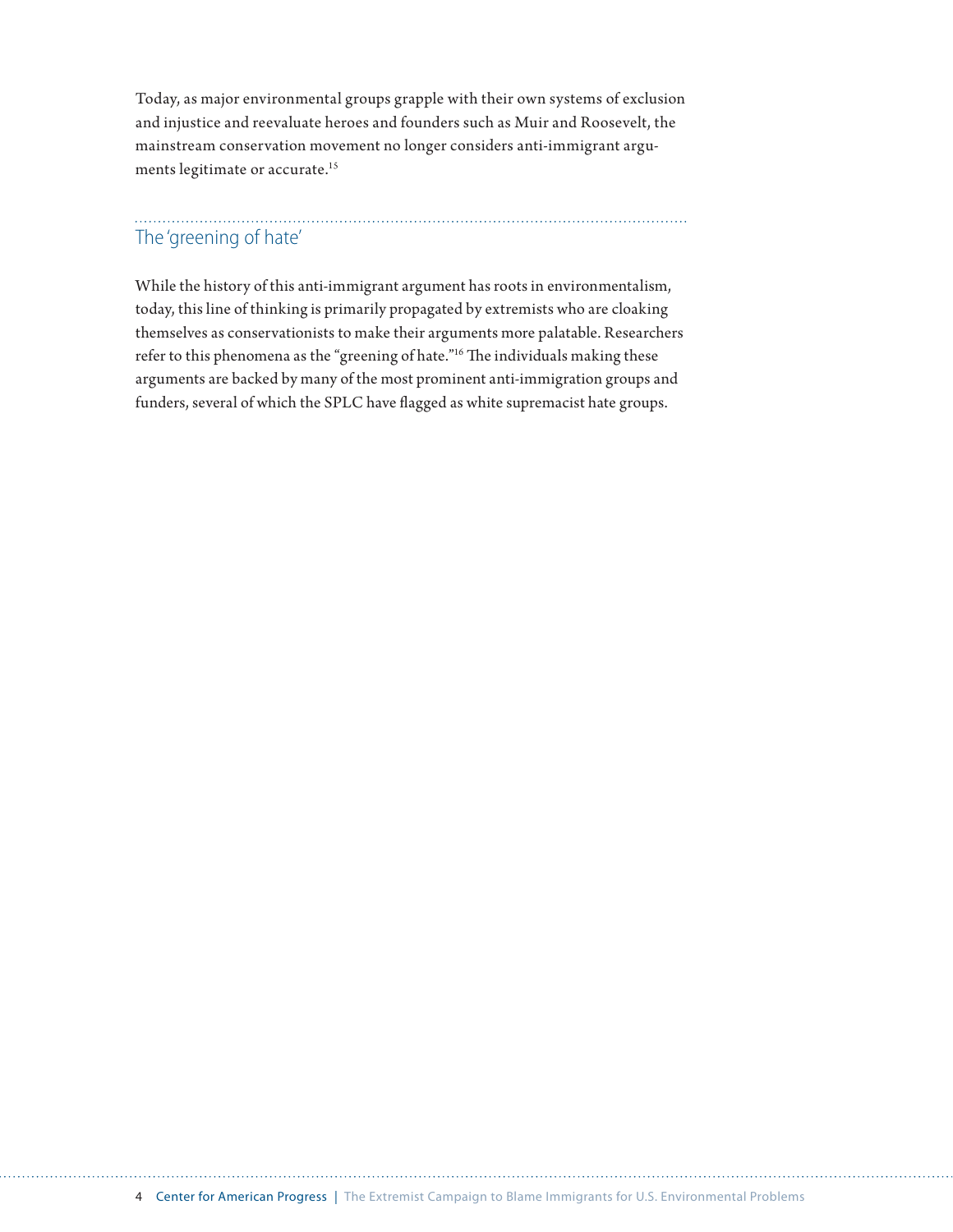Today, as major environmental groups grapple with their own systems of exclusion and injustice and reevaluate heroes and founders such as Muir and Roosevelt, the mainstream conservation movement no longer considers anti-immigrant arguments legitimate or accurate.[15]

## The 'greening of hate'

While the history of this anti-immigrant argument has roots in environmentalism, today, this line of thinking is primarily propagated by extremists who are cloaking themselves as conservationists to make their arguments more palatable. Researchers refer to this phenomena as the "greening of hate."[16] The individuals making these arguments are backed by many of the most prominent anti-immigration groups and funders, several of which the SPLC have flagged as white supremacist hate groups.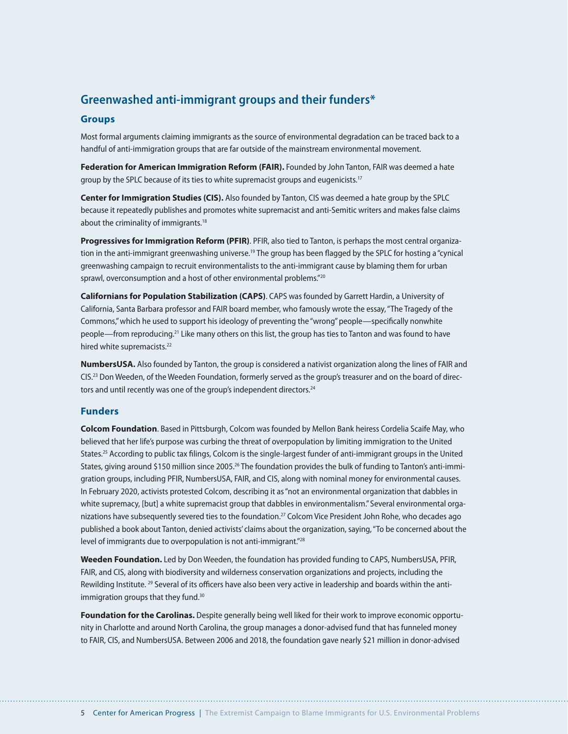## Greenwashed anti-immigrant groups and their funders*

### Groups

Most formal arguments claiming immigrants as the source of environmental degradation can be traced back to a handful of anti-immigration groups that are far outside of the mainstream environmental movement.

**Federation for American Immigration Reform (FAIR).** Founded by John Tanton, FAIR was deemed a hate group by the SPLC because of its ties to white supremacist groups and eugenicists.[17]

**Center for Immigration Studies (CIS).** Also founded by Tanton, CIS was deemed a hate group by the SPLC because it repeatedly publishes and promotes white supremacist and anti-Semitic writers and makes false claims about the criminality of immigrants.[18]

**Progressives for Immigration Reform (PFIR)**. PFIR, also tied to Tanton, is perhaps the most central organization in the anti-immigrant greenwashing universe.[19] The group has been flagged by the SPLC for hosting a "cynical greenwashing campaign to recruit environmentalists to the anti-immigrant cause by blaming them for urban sprawl, overconsumption and a host of other environmental problems."[20]

**Californians for Population Stabilization (CAPS)**. CAPS was founded by Garrett Hardin, a University of California, Santa Barbara professor and FAIR board member, who famously wrote the essay, "The Tragedy of the Commons," which he used to support his ideology of preventing the "wrong" people—specifically nonwhite people—from reproducing.[21] Like many others on this list, the group has ties to Tanton and was found to have hired white supremacists.[22]

**NumbersUSA.** Also founded by Tanton, the group is considered a nativist organization along the lines of FAIR and CIS.[23] Don Weeden, of the Weeden Foundation, formerly served as the group's treasurer and on the board of directors and until recently was one of the group's independent directors.[24]

### Funders

**Colcom Foundation**. Based in Pittsburgh, Colcom was founded by Mellon Bank heiress Cordelia Scaife May, who believed that her life's purpose was curbing the threat of overpopulation by limiting immigration to the United States.[25] According to public tax filings, Colcom is the single-largest funder of anti-immigrant groups in the United States, giving around $150 million since 2005.[26] The foundation provides the bulk of funding to Tanton's anti-immigration groups, including PFIR, NumbersUSA, FAIR, and CIS, along with nominal money for environmental causes. In February 2020, activists protested Colcom, describing it as "not an environmental organization that dabbles in white supremacy, [but] a white supremacist group that dabbles in environmentalism." Several environmental organizations have subsequently severed ties to the foundation.[27] Colcom Vice President John Rohe, who decades ago published a book about Tanton, denied activists' claims about the organization, saying, "To be concerned about the level of immigrants due to overpopulation is not anti-immigrant."[28]

**Weeden Foundation.** Led by Don Weeden, the foundation has provided funding to CAPS, NumbersUSA, PFIR, FAIR, and CIS, along with biodiversity and wilderness conservation organizations and projects, including the Rewilding Institute.[29] Several of its officers have also been very active in leadership and boards within the anti-immigration groups that they fund.[30]

**Foundation for the Carolinas.** Despite generally being well liked for their work to improve economic opportunity in Charlotte and around North Carolina, the group manages a donor-advised fund that has funneled money to FAIR, CIS, and NumbersUSA. Between 2006 and 2018, the foundation gave nearly $21 million in donor-advised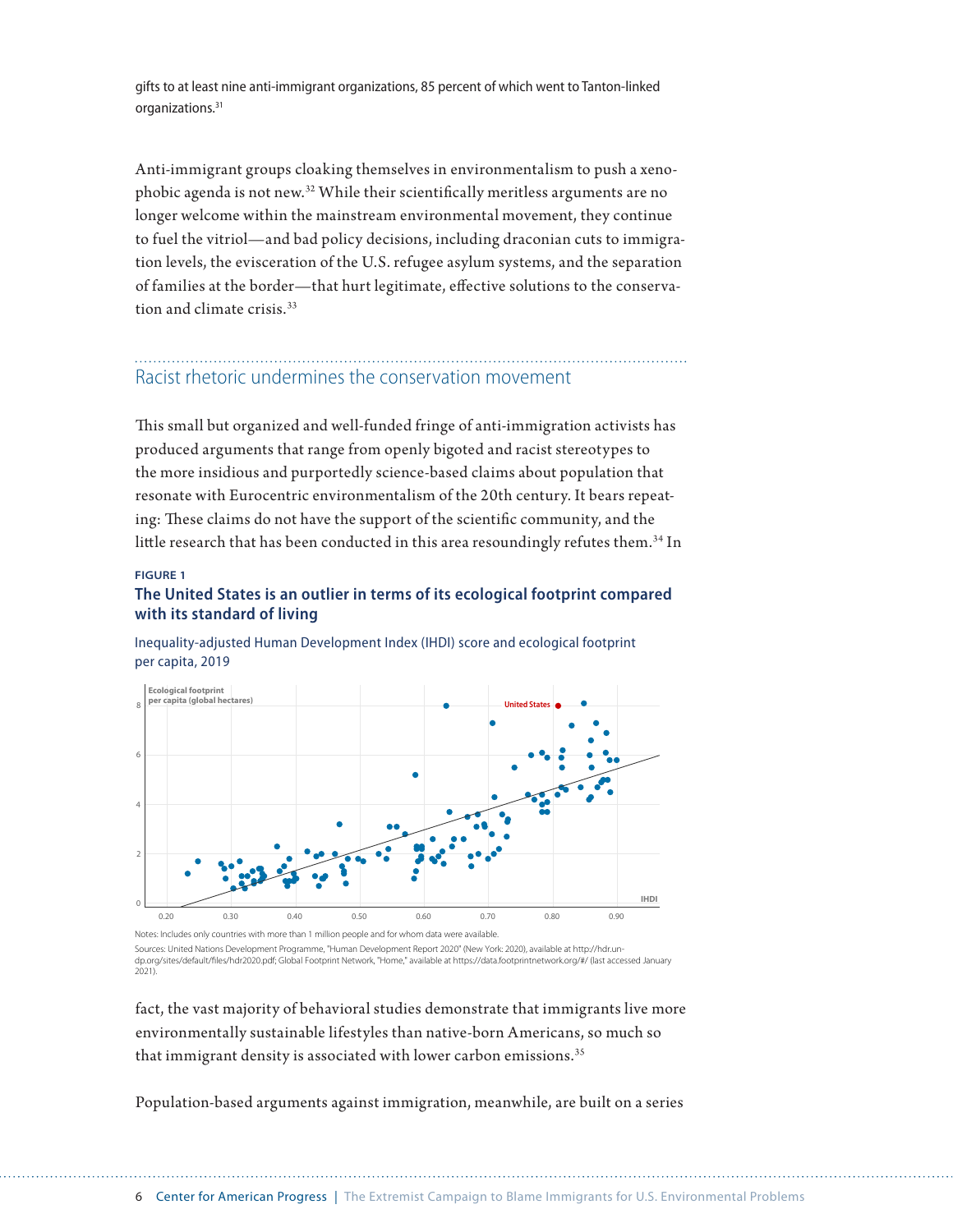gifts to at least nine anti-immigrant organizations, 85 percent of which went to Tanton-linked organizations.[31]

Anti-immigrant groups cloaking themselves in environmentalism to push a xenophobic agenda is not new.[32] While their scientifically meritless arguments are no longer welcome within the mainstream environmental movement, they continue to fuel the vitriol—and bad policy decisions, including draconian cuts to immigration levels, the evisceration of the U.S. refugee asylum systems, and the separation of families at the border—that hurt legitimate, effective solutions to the conservation and climate crisis.[33]

## Racist rhetoric undermines the conservation movement

This small but organized and well-funded fringe of anti-immigration activists has produced arguments that range from openly bigoted and racist stereotypes to the more insidious and purportedly science-based claims about population that resonate with Eurocentric environmentalism of the 20th century. It bears repeating: These claims do not have the support of the scientific community, and the little research that has been conducted in this area resoundingly refutes them.[34] In fact, the vast majority of behavioral studies demonstrate that immigrants live more environmentally sustainable lifestyles than native-born Americans, so much so that immigrant density is associated with lower carbon emissions.[35]

**FIGURE 1**

**The United States is an outlier in terms of its ecological footprint compared with its standard of living**

Inequality-adjusted Human Development Index (IHDI) score and ecological footprint per capita, 2019

Notes: Includes only countries with more than 1 million people and for whom data were available.

Sources: United Nations Development Programme, "Human Development Report 2020" (New York: 2020), available at http://hdr.undp.org/sites/default/files/hdr2020.pdf; Global Footprint Network, "Home," available at https://data.footprintnetwork.org/#/ (last accessed January 2021).

Population-based arguments against immigration, meanwhile, are built on a series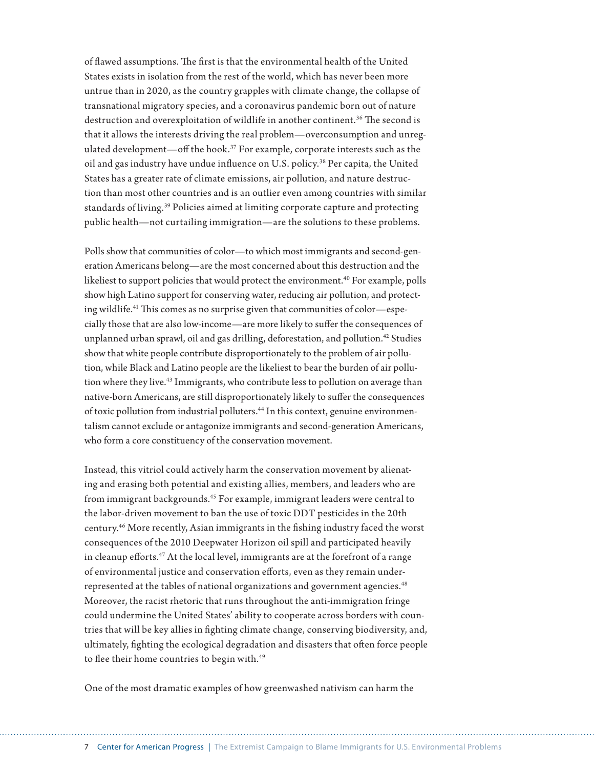of flawed assumptions. The first is that the environmental health of the United States exists in isolation from the rest of the world, which has never been more untrue than in 2020, as the country grapples with climate change, the collapse of transnational migratory species, and a coronavirus pandemic born out of nature destruction and overexploitation of wildlife in another continent.[36] The second is that it allows the interests driving the real problem—overconsumption and unregulated development—off the hook.[37] For example, corporate interests such as the oil and gas industry have undue influence on U.S. policy.[38] Per capita, the United States has a greater rate of climate emissions, air pollution, and nature destruction than most other countries and is an outlier even among countries with similar standards of living.[39] Policies aimed at limiting corporate capture and protecting public health—not curtailing immigration—are the solutions to these problems.

Polls show that communities of color—to which most immigrants and second-generation Americans belong—are the most concerned about this destruction and the likeliest to support policies that would protect the environment.[40] For example, polls show high Latino support for conserving water, reducing air pollution, and protecting wildlife.[41] This comes as no surprise given that communities of color—especially those that are also low-income—are more likely to suffer the consequences of unplanned urban sprawl, oil and gas drilling, deforestation, and pollution.[42] Studies show that white people contribute disproportionately to the problem of air pollution, while Black and Latino people are the likeliest to bear the burden of air pollution where they live.[43] Immigrants, who contribute less to pollution on average than native-born Americans, are still disproportionately likely to suffer the consequences of toxic pollution from industrial polluters.[44] In this context, genuine environmentalism cannot exclude or antagonize immigrants and second-generation Americans, who form a core constituency of the conservation movement.

Instead, this vitriol could actively harm the conservation movement by alienating and erasing both potential and existing allies, members, and leaders who are from immigrant backgrounds.[45] For example, immigrant leaders were central to the labor-driven movement to ban the use of toxic DDT pesticides in the 20th century.[46] More recently, Asian immigrants in the fishing industry faced the worst consequences of the 2010 Deepwater Horizon oil spill and participated heavily in cleanup efforts.[47] At the local level, immigrants are at the forefront of a range of environmental justice and conservation efforts, even as they remain underrepresented at the tables of national organizations and government agencies.[48] Moreover, the racist rhetoric that runs throughout the anti-immigration fringe could undermine the United States' ability to cooperate across borders with countries that will be key allies in fighting climate change, conserving biodiversity, and, ultimately, fighting the ecological degradation and disasters that often force people to flee their home countries to begin with.[49]

One of the most dramatic examples of how greenwashed nativism can harm the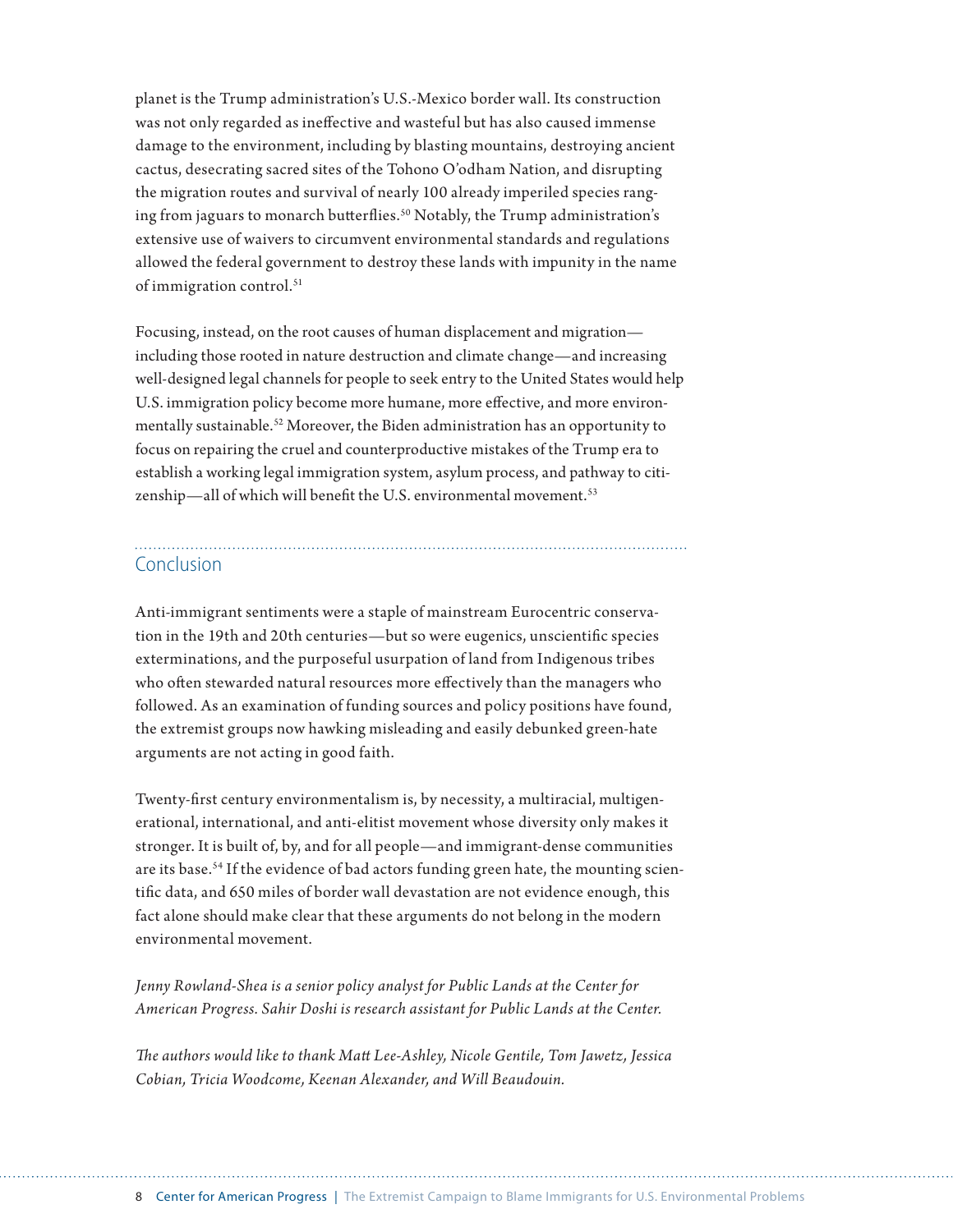planet is the Trump administration's U.S.-Mexico border wall. Its construction was not only regarded as ineffective and wasteful but has also caused immense damage to the environment, including by blasting mountains, destroying ancient cactus, desecrating sacred sites of the Tohono O'odham Nation, and disrupting the migration routes and survival of nearly 100 already imperiled species ranging from jaguars to monarch butterflies.[50] Notably, the Trump administration's extensive use of waivers to circumvent environmental standards and regulations allowed the federal government to destroy these lands with impunity in the name of immigration control.[51]

Focusing, instead, on the root causes of human displacement and migration—including those rooted in nature destruction and climate change—and increasing well-designed legal channels for people to seek entry to the United States would help U.S. immigration policy become more humane, more effective, and more environmentally sustainable.[52] Moreover, the Biden administration has an opportunity to focus on repairing the cruel and counterproductive mistakes of the Trump era to establish a working legal immigration system, asylum process, and pathway to citizenship—all of which will benefit the U.S. environmental movement.[53]

## Conclusion

Anti-immigrant sentiments were a staple of mainstream Eurocentric conservation in the 19th and 20th centuries—but so were eugenics, unscientific species exterminations, and the purposeful usurpation of land from Indigenous tribes who often stewarded natural resources more effectively than the managers who followed. As an examination of funding sources and policy positions have found, the extremist groups now hawking misleading and easily debunked green-hate arguments are not acting in good faith.

Twenty-first century environmentalism is, by necessity, a multiracial, multigenerational, international, and anti-elitist movement whose diversity only makes it stronger. It is built of, by, and for all people—and immigrant-dense communities are its base.[54] If the evidence of bad actors funding green hate, the mounting scientific data, and 650 miles of border wall devastation are not evidence enough, this fact alone should make clear that these arguments do not belong in the modern environmental movement.

*Jenny Rowland-Shea is a senior policy analyst for Public Lands at the Center for American Progress. Sahir Doshi is research assistant for Public Lands at the Center.*

*The authors would like to thank Matt Lee-Ashley, Nicole Gentile, Tom Jawetz, Jessica Cobian, Tricia Woodcome, Keenan Alexander, and Will Beaudouin.*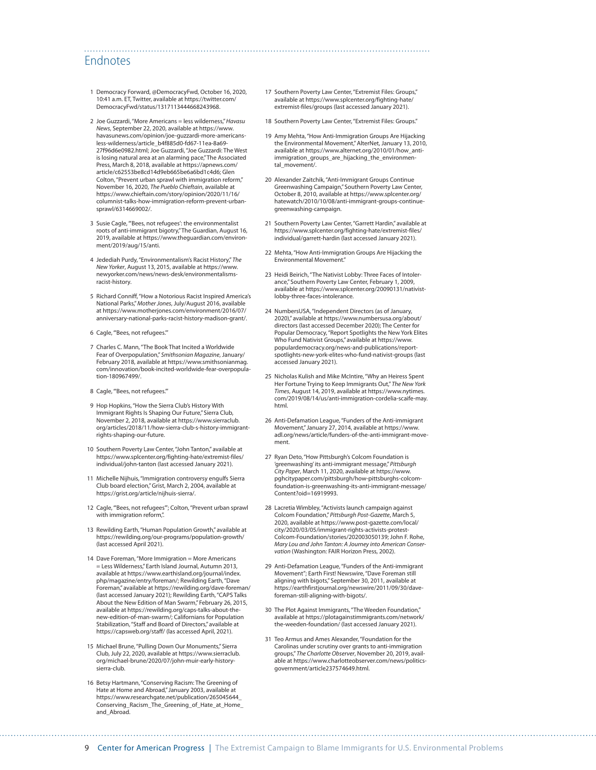## Endnotes

1. Democracy Forward, @DemocracyFwd, October 16, 2020, 10:41 a.m. ET, Twitter, available at https://twitter.com/DemocracyFwd/status/1317113444668243968.

2. Joe Guzzardi, "More Americans = less wilderness," *Havasu News*, September 22, 2020, available at https://www.havasunews.com/opinion/joe-guzzardi-more-americans-less-wilderness/article_b4f885d0-fd67-11ea-8a69-27f96d6e0982.html; Joe Guzzardi, "Joe Guzzardi: The West is losing natural area at an alarming pace," The Associated Press, March 8, 2018, available at https://apnews.com/article/c62553be8cd14d9eb665be6a6bd1c4d6; Glen Colton, "Prevent urban sprawl with immigration reform," November 16, 2020, *The Pueblo Chieftain*, available at https://www.chieftain.com/story/opinion/2020/11/16/columnist-talks-how-immigration-reform-prevent-urban-sprawl/6314669002/.

3. Susie Cagle, "'Bees, not refugees': the environmentalist roots of anti-immigrant bigotry," The Guardian, August 16, 2019, available at https://www.theguardian.com/environment/2019/aug/15/anti.

4. Jedediah Purdy, "Environmentalism's Racist History," *The New Yorker*, August 13, 2015, available at https://www.newyorker.com/news/news-desk/environmentalisms-racist-history.

5. Richard Conniff, "How a Notorious Racist Inspired America's National Parks," *Mother Jones*, July/August 2016, available at https://www.motherjones.com/environment/2016/07/anniversary-national-parks-racist-history-madison-grant/.

6. Cagle, "'Bees, not refugees.'"

7. Charles C. Mann, "The Book That Incited a Worldwide Fear of Overpopulation," *Smithsonian Magazine*, January/February 2018, available at https://www.smithsonianmag.com/innovation/book-incited-worldwide-fear-overpopulation-180967499/.

8. Cagle, "'Bees, not refugees.'"

9. Hop Hopkins, "How the Sierra Club's History With Immigrant Rights Is Shaping Our Future," Sierra Club, November 2, 2018, available at https://www.sierraclub.org/articles/2018/11/how-sierra-club-s-history-immigrant-rights-shaping-our-future.

10. Southern Poverty Law Center, "John Tanton," available at https://www.splcenter.org/fighting-hate/extremist-files/individual/john-tanton (last accessed January 2021).

11. Michelle Nijhuis, "Immigration controversy engulfs Sierra Club board election," Grist, March 2, 2004, available at https://grist.org/article/nijhuis-sierra/.

12. Cagle, "'Bees, not refugees'"; Colton, "Prevent urban sprawl with immigration reform,".

13. Rewilding Earth, "Human Population Growth," available at https://rewilding.org/our-programs/population-growth/ (last accessed April 2021).

14. Dave Foreman, "More Immigration = More Americans = Less Wilderness," Earth Island Journal, Autumn 2013, available at https://www.earthisland.org/journal/index.php/magazine/entry/foreman/; Rewilding Earth, "Dave Foreman," available at https://rewilding.org/dave-foreman/ (last accessed January 2021); Rewilding Earth, "CAPS Talks About the New Edition of Man Swarm," February 26, 2015, available at https://rewilding.org/caps-talks-about-the-new-edition-of-man-swarm/; Californians for Population Stabilization, "Staff and Board of Directors," available at https://capsweb.org/staff/ (las accessed April, 2021).

15. Michael Brune, "Pulling Down Our Monuments," Sierra Club, July 22, 2020, available at https://www.sierraclub.org/michael-brune/2020/07/john-muir-early-history-sierra-club.

16. Betsy Hartmann, "Conserving Racism: The Greening of Hate at Home and Abroad," January 2003, available at https://www.researchgate.net/publication/265045644_Conserving_Racism_The_Greening_of_Hate_at_Home_and_Abroad.

17. Southern Poverty Law Center, "Extremist Files: Groups," available at https://www.splcenter.org/fighting-hate/extremist-files/groups (last accessed January 2021).

18. Southern Poverty Law Center, "Extremist Files: Groups."

19. Amy Mehta, "How Anti-Immigration Groups Are Hijacking the Environmental Movement," AlterNet, January 13, 2010, available at https://www.alternet.org/2010/01/how_anti-immigration_groups_are_hijacking_the_environmental_movement/.

20. Alexander Zaitchik, "Anti-Immigrant Groups Continue Greenwashing Campaign," Southern Poverty Law Center, October 8, 2010, available at https://www.splcenter.org/hatewatch/2010/10/08/anti-immigrant-groups-continue-greenwashing-campaign.

21. Southern Poverty Law Center, "Garrett Hardin," available at https://www.splcenter.org/fighting-hate/extremist-files/individual/garrett-hardin (last accessed January 2021).

22. Mehta, "How Anti-Immigration Groups Are Hijacking the Environmental Movement."

23. Heidi Beirich, "The Nativist Lobby: Three Faces of Intolerance," Southern Poverty Law Center, February 1, 2009, available at https://www.splcenter.org/20090131/nativist-lobby-three-faces-intolerance.

24. NumbersUSA, "Independent Directors (as of January, 2020)," available at https://www.numbersusa.org/about/directors (last accessed December 2020); The Center for Popular Democracy, "Report Spotlights the New York Elites Who Fund Nativist Groups," available at https://www.populardemocracy.org/news-and-publications/report-spotlights-new-york-elites-who-fund-nativist-groups (last accessed January 2021).

25. Nicholas Kulish and Mike McIntire, "Why an Heiress Spent Her Fortune Trying to Keep Immigrants Out," *The New York Times*, August 14, 2019, available at https://www.nytimes.com/2019/08/14/us/anti-immigration-cordelia-scaife-may.html.

26. Anti-Defamation League, "Funders of the Anti-immigrant Movement," January 27, 2014, available at https://www.adl.org/news/article/funders-of-the-anti-immigrant-movement.

27. Ryan Deto, "How Pittsburgh's Colcom Foundation is 'greenwashing' its anti-immigrant message," *Pittsburgh City Paper*, March 11, 2020, available at https://www.pghcitypaper.com/pittsburgh/how-pittsburghs-colcom-foundation-is-greenwashing-its-anti-immigrant-message/Content?oid=16919993.

28. Lacretia Wimbley, "Activists launch campaign against Colcom Foundation," *Pittsburgh Post-Gazette*, March 5, 2020, available at https://www.post-gazette.com/local/city/2020/03/05/immigrant-rights-activists-protest-Colcom-Foundation/stories/202003050139; John F. Rohe, *Mary Lou and John Tanton: A Journey into American Conservation* (Washington: FAIR Horizon Press, 2002).

29. Anti-Defamation League, "Funders of the Anti-immigrant Movement"; Earth First! Newswire, "Dave Foreman still aligning with bigots," September 30, 2011, available at https://earthfirstjournal.org/newswire/2011/09/30/dave-foreman-still-aligning-with-bigots/.

30. The Plot Against Immigrants, "The Weeden Foundation," available at https://plotagainstimmigrants.com/network/the-weeden-foundation/ (last accessed January 2021).

31. Teo Armus and Ames Alexander, "Foundation for the Carolinas under scrutiny over grants to anti-immigration groups," *The Charlotte Observer*, November 20, 2019, available at https://www.charlotteobserver.com/news/politics-government/article237574649.html.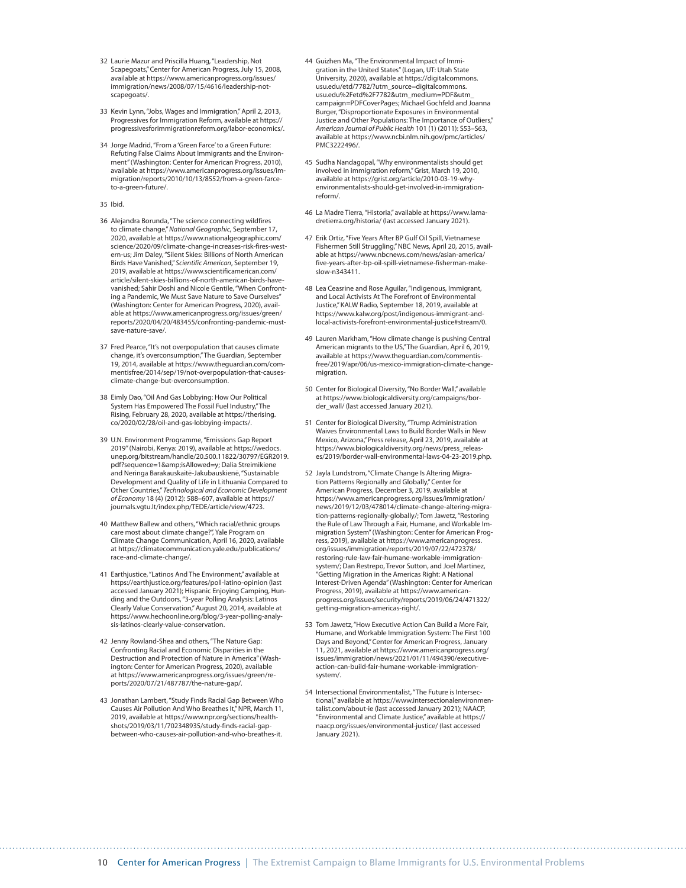32 Laurie Mazur and Priscilla Huang, "Leadership, Not Scapegoats," Center for American Progress, July 15, 2008, available at https://www.americanprogress.org/issues/immigration/news/2008/07/15/4616/leadership-not-scapegoats/.

33 Kevin Lynn, "Jobs, Wages and Immigration," April 2, 2013, Progressives for Immigration Reform, available at https://progressivesforimmigrationreform.org/labor-economics/.

34 Jorge Madrid, "From a 'Green Farce' to a Green Future: Refuting False Claims About Immigrants and the Environment" (Washington: Center for American Progress, 2010), available at https://www.americanprogress.org/issues/immigration/reports/2010/10/13/8552/from-a-green-farce-to-a-green-future/.

35 Ibid.

36 Alejandra Borunda, "The science connecting wildfires to climate change," *National Geographic*, September 17, 2020, available at https://www.nationalgeographic.com/science/2020/09/climate-change-increases-risk-fires-western-us; Jim Daley, "Silent Skies: Billions of North American Birds Have Vanished," *Scientific American*, September 19, 2019, available at https://www.scientificamerican.com/article/silent-skies-billions-of-north-american-birds-have-vanished; Sahir Doshi and Nicole Gentile, "When Confronting a Pandemic, We Must Save Nature to Save Ourselves" (Washington: Center for American Progress, 2020), available at https://www.americanprogress.org/issues/green/reports/2020/04/20/483455/confronting-pandemic-must-save-nature-save/.

37 Fred Pearce, "It's not overpopulation that causes climate change, it's overconsumption," The Guardian, September 19, 2014, available at https://www.theguardian.com/commentisfree/2014/sep/19/not-overpopulation-that-causes-climate-change-but-overconsumption.

38 Eimly Dao, "Oil And Gas Lobbying: How Our Political System Has Empowered The Fossil Fuel Industry," The Rising, February 28, 2020, available at https://therising.co/2020/02/28/oil-and-gas-lobbying-impacts/.

39 U.N. Environment Programme, "Emissions Gap Report 2019" (Nairobi, Kenya: 2019), available at https://wedocs.unep.org/bitstream/handle/20.500.11822/30797/EGR2019.pdf?sequence=1&amp;isAllowed=y; Dalia Streimikiene and Neringa Barakauskaitė-Jakubauskienė, "Sustainable Development and Quality of Life in Lithuania Compared to Other Countries," *Technological and Economic Development of Economy* 18 (4) (2012): 588–607, available at https://journals.vgtu.lt/index.php/TEDE/article/view/4723.

40 Matthew Ballew and others, "Which racial/ethnic groups care most about climate change?", Yale Program on Climate Change Communication, April 16, 2020, available at https://climatecommunication.yale.edu/publications/race-and-climate-change/.

41 Earthjustice, "Latinos And The Environment," available at https://earthjustice.org/features/poll-latino-opinion (last accessed January 2021); Hispanic Enjoying Camping, Hunding and the Outdoors, "3-year Polling Analysis: Latinos Clearly Value Conservation," August 20, 2014, available at https://www.hechoonline.org/blog/3-year-polling-analysis-latinos-clearly-value-conservation.

42 Jenny Rowland-Shea and others, "The Nature Gap: Confronting Racial and Economic Disparities in the Destruction and Protection of Nature in America" (Washington: Center for American Progress, 2020), available at https://www.americanprogress.org/issues/green/reports/2020/07/21/487787/the-nature-gap/.

43 Jonathan Lambert, "Study Finds Racial Gap Between Who Causes Air Pollution And Who Breathes It," NPR, March 11, 2019, available at https://www.npr.org/sections/health-shots/2019/03/11/702348935/study-finds-racial-gap-between-who-causes-air-pollution-and-who-breathes-it.

44 Guizhen Ma, "The Environmental Impact of Immigration in the United States" (Logan, UT: Utah State University, 2020), available at https://digitalcommons.usu.edu/etd/7782/?utm_source=digitalcommons.usu.edu%2Fetd%2F7782&utm_medium=PDF&utm_campaign=PDFCoverPages; Michael Gochfeld and Joanna Burger, "Disproportionate Exposures in Environmental Justice and Other Populations: The Importance of Outliers," *American Journal of Public Health* 101 (1) (2011): S53–S63, available at https://www.ncbi.nlm.nih.gov/pmc/articles/PMC3222496/.

45 Sudha Nandagopal, "Why environmentalists should get involved in immigration reform," Grist, March 19, 2010, available at https://grist.org/article/2010-03-19-why-environmentalists-should-get-involved-in-immigration-reform/.

46 La Madre Tierra, "Historia," available at https://www.lamadretierra.org/historia/ (last accessed January 2021).

47 Erik Ortiz, "Five Years After BP Gulf Oil Spill, Vietnamese Fishermen Still Struggling," NBC News, April 20, 2015, available at https://www.nbcnews.com/news/asian-america/five-years-after-bp-oil-spill-vietnamese-fisherman-makes-low-n343411.

48 Lea Ceasrine and Rose Aguilar, "Indigenous, Immigrant, and Local Activists At The Forefront of Environmental Justice," KALW Radio, September 18, 2019, available at https://www.kalw.org/post/indigenous-immigrant-and-local-activists-forefront-environmental-justice#stream/0.

49 Lauren Markham, "How climate change is pushing Central American migrants to the US," The Guardian, April 6, 2019, available at https://www.theguardian.com/commentisfree/2019/apr/06/us-mexico-immigration-climate-change-migration.

50 Center for Biological Diversity, "No Border Wall," available at https://www.biologicaldiversity.org/campaigns/border_wall/ (last accessed January 2021).

51 Center for Biological Diversity, "Trump Administration Waives Environmental Laws to Build Border Walls in New Mexico, Arizona," Press release, April 23, 2019, available at https://www.biologicaldiversity.org/news/press_releases/2019/border-wall-environmental-laws-04-23-2019.php.

52 Jayla Lundstrom, "Climate Change Is Altering Migration Patterns Regionally and Globally," Center for American Progress, December 3, 2019, available at https://www.americanprogress.org/issues/immigration/news/2019/12/03/478014/climate-change-altering-migration-patterns-regionally-globally/; Tom Jawetz, "Restoring the Rule of Law Through a Fair, Humane, and Workable Immigration System" (Washington: Center for American Progress, 2019), available at https://www.americanprogress.org/issues/immigration/reports/2019/07/22/472378/restoring-rule-law-fair-humane-workable-immigration-system/; Dan Restrepo, Trevor Sutton, and Joel Martinez, "Getting Migration in the Americas Right: A National Interest-Driven Agenda" (Washington: Center for American Progress, 2019), available at https://www.americanprogress.org/issues/security/reports/2019/06/24/471322/getting-migration-americas-right/.

53 Tom Jawetz, "How Executive Action Can Build a More Fair, Humane, and Workable Immigration System: The First 100 Days and Beyond," Center for American Progress, January 11, 2021, available at https://www.americanprogress.org/issues/immigration/news/2021/01/11/494390/executive-action-can-build-fair-humane-workable-immigration-system/.

54 Intersectional Environmentalist, "The Future is Intersectional," available at https://www.intersectionalenvironmentalist.com/about-ie (last accessed January 2021); NAACP, "Environmental and Climate Justice," available at https://naacp.org/issues/environmental-justice/ (last accessed January 2021).